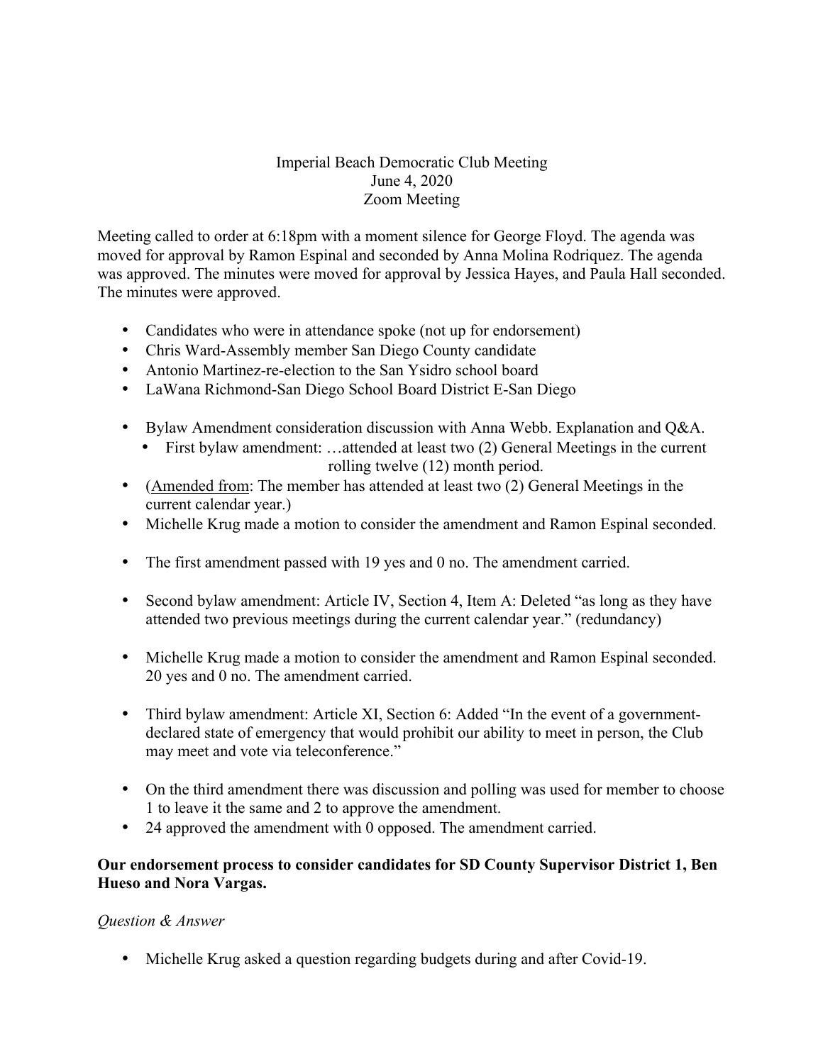Imperial Beach Democratic Club Meeting
June 4, 2020
Zoom Meeting

Meeting called to order at 6:18pm with a moment silence for George Floyd. The agenda was moved for approval by Ramon Espinal and seconded by Anna Molina Rodriquez. The agenda was approved. The minutes were moved for approval by Jessica Hayes, and Paula Hall seconded. The minutes were approved.

- Candidates who were in attendance spoke (not up for endorsement)
- Chris Ward-Assembly member San Diego County candidate
- Antonio Martinez-re-election to the San Ysidro school board
- LaWana Richmond-San Diego School Board District E-San Diego

- Bylaw Amendment consideration discussion with Anna Webb. Explanation and Q&A.
  - First bylaw amendment: …attended at least two (2) General Meetings in the current rolling twelve (12) month period.
- (<u>Amended from</u>: The member has attended at least two (2) General Meetings in the current calendar year.)
- Michelle Krug made a motion to consider the amendment and Ramon Espinal seconded.

- The first amendment passed with 19 yes and 0 no. The amendment carried.

- Second bylaw amendment: Article IV, Section 4, Item A: Deleted "as long as they have attended two previous meetings during the current calendar year." (redundancy)

- Michelle Krug made a motion to consider the amendment and Ramon Espinal seconded. 20 yes and 0 no. The amendment carried.

- Third bylaw amendment: Article XI, Section 6: Added "In the event of a government-declared state of emergency that would prohibit our ability to meet in person, the Club may meet and vote via teleconference."

- On the third amendment there was discussion and polling was used for member to choose 1 to leave it the same and 2 to approve the amendment.
- 24 approved the amendment with 0 opposed. The amendment carried.

**Our endorsement process to consider candidates for SD County Supervisor District 1, Ben Hueso and Nora Vargas.**

*Question & Answer*

- Michelle Krug asked a question regarding budgets during and after Covid-19.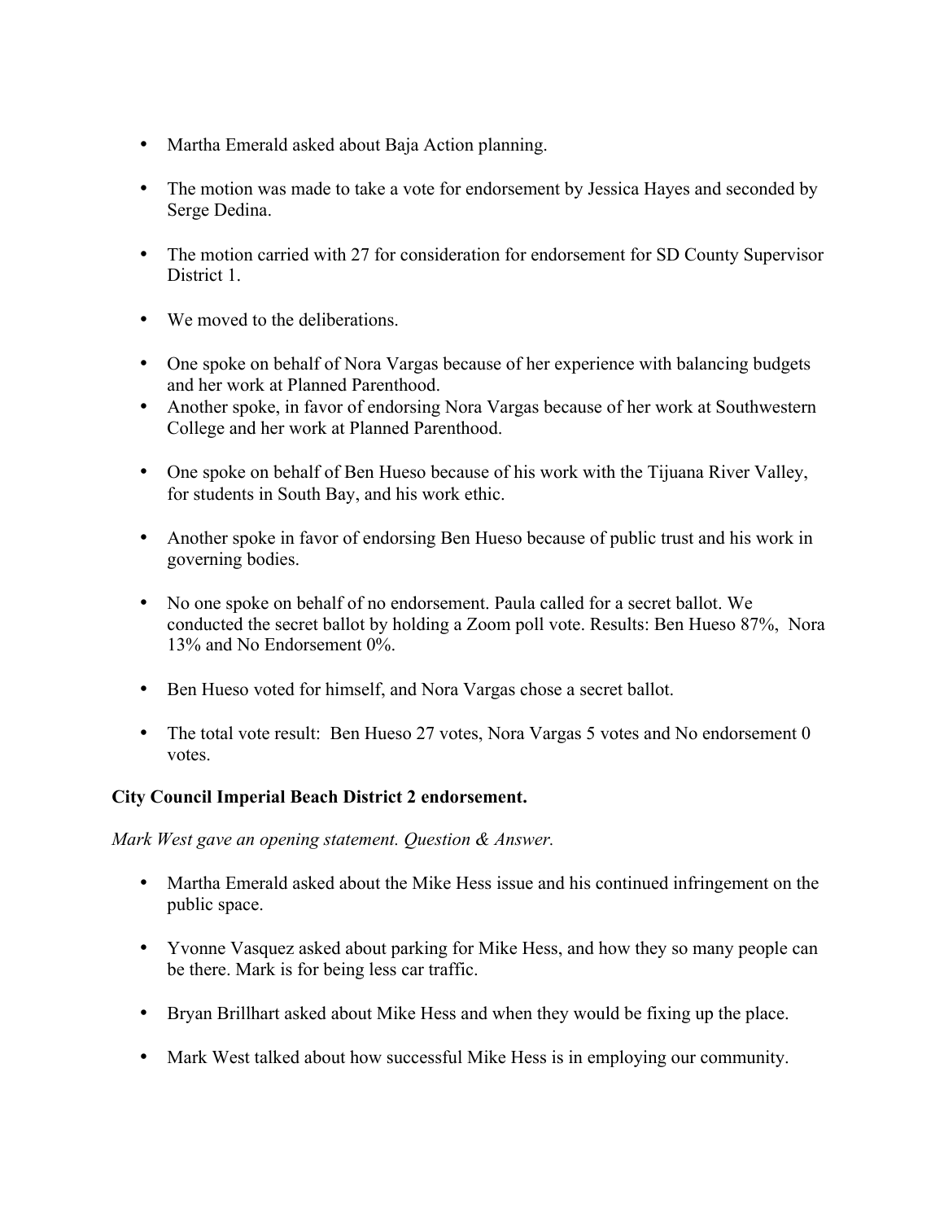- Martha Emerald asked about Baja Action planning.

- The motion was made to take a vote for endorsement by Jessica Hayes and seconded by Serge Dedina.

- The motion carried with 27 for consideration for endorsement for SD County Supervisor District 1.

- We moved to the deliberations.

- One spoke on behalf of Nora Vargas because of her experience with balancing budgets and her work at Planned Parenthood.
- Another spoke, in favor of endorsing Nora Vargas because of her work at Southwestern College and her work at Planned Parenthood.

- One spoke on behalf of Ben Hueso because of his work with the Tijuana River Valley, for students in South Bay, and his work ethic.

- Another spoke in favor of endorsing Ben Hueso because of public trust and his work in governing bodies.

- No one spoke on behalf of no endorsement. Paula called for a secret ballot. We conducted the secret ballot by holding a Zoom poll vote. Results: Ben Hueso 87%, Nora 13% and No Endorsement 0%.

- Ben Hueso voted for himself, and Nora Vargas chose a secret ballot.

- The total vote result: Ben Hueso 27 votes, Nora Vargas 5 votes and No endorsement 0 votes.

**City Council Imperial Beach District 2 endorsement.**

*Mark West gave an opening statement. Question & Answer.*

- Martha Emerald asked about the Mike Hess issue and his continued infringement on the public space.

- Yvonne Vasquez asked about parking for Mike Hess, and how they so many people can be there. Mark is for being less car traffic.

- Bryan Brillhart asked about Mike Hess and when they would be fixing up the place.

- Mark West talked about how successful Mike Hess is in employing our community.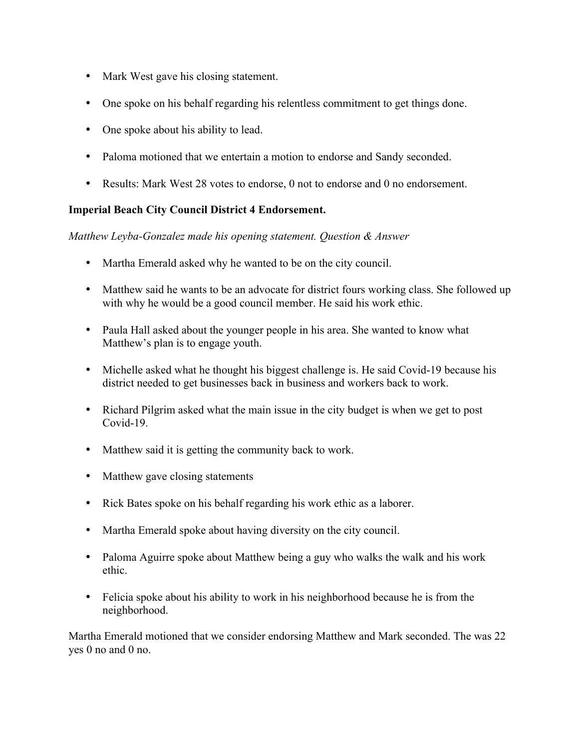- Mark West gave his closing statement.
- One spoke on his behalf regarding his relentless commitment to get things done.
- One spoke about his ability to lead.
- Paloma motioned that we entertain a motion to endorse and Sandy seconded.
- Results: Mark West 28 votes to endorse, 0 not to endorse and 0 no endorsement.

**Imperial Beach City Council District 4 Endorsement.**

*Matthew Leyba-Gonzalez made his opening statement. Question & Answer*

- Martha Emerald asked why he wanted to be on the city council.
- Matthew said he wants to be an advocate for district fours working class. She followed up with why he would be a good council member. He said his work ethic.
- Paula Hall asked about the younger people in his area. She wanted to know what Matthew's plan is to engage youth.
- Michelle asked what he thought his biggest challenge is. He said Covid-19 because his district needed to get businesses back in business and workers back to work.
- Richard Pilgrim asked what the main issue in the city budget is when we get to post Covid-19.
- Matthew said it is getting the community back to work.
- Matthew gave closing statements
- Rick Bates spoke on his behalf regarding his work ethic as a laborer.
- Martha Emerald spoke about having diversity on the city council.
- Paloma Aguirre spoke about Matthew being a guy who walks the walk and his work ethic.
- Felicia spoke about his ability to work in his neighborhood because he is from the neighborhood.

Martha Emerald motioned that we consider endorsing Matthew and Mark seconded. The was 22 yes 0 no and 0 no.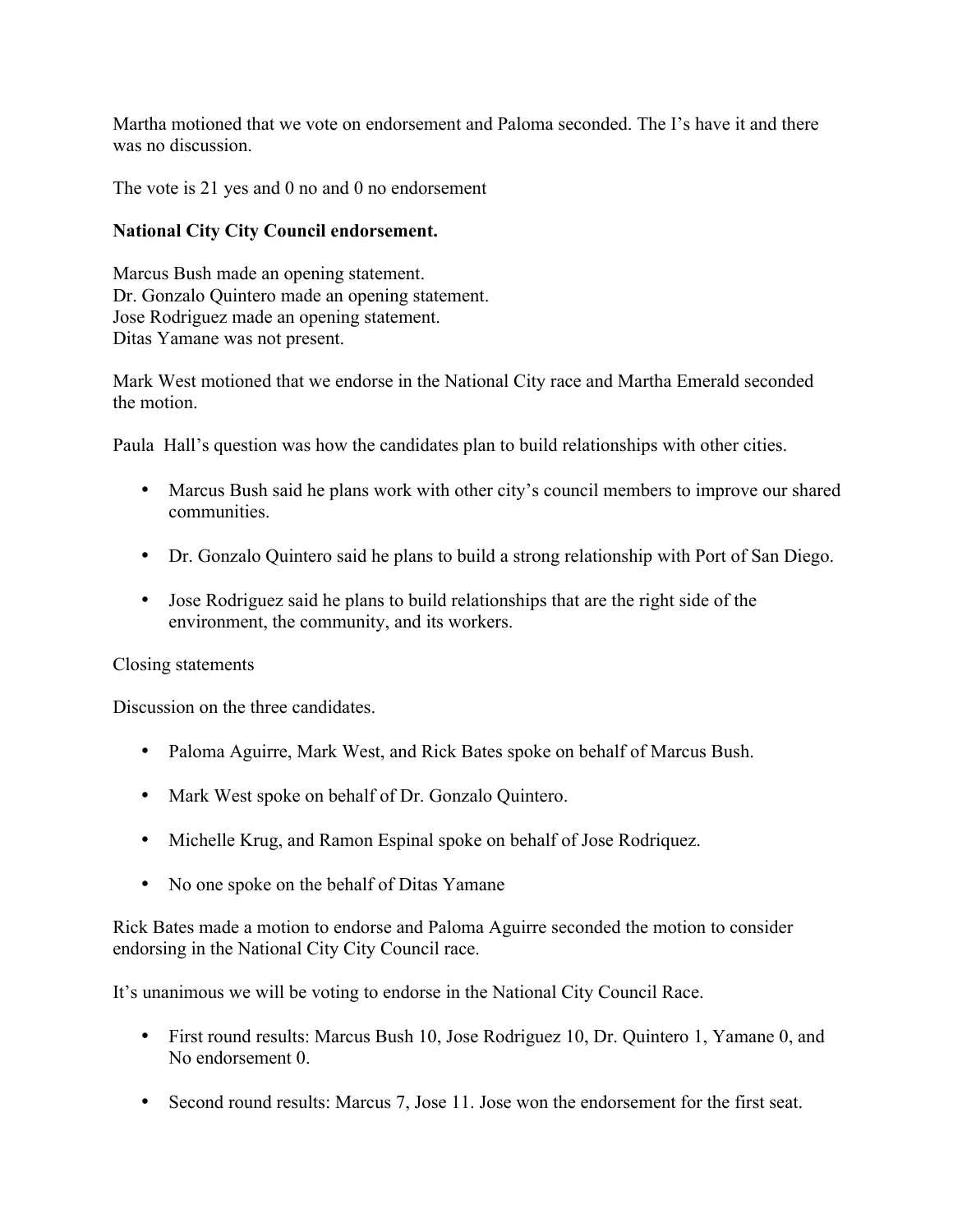Martha motioned that we vote on endorsement and Paloma seconded. The I's have it and there was no discussion.

The vote is 21 yes and 0 no and 0 no endorsement

**National City City Council endorsement.**

Marcus Bush made an opening statement.
Dr. Gonzalo Quintero made an opening statement.
Jose Rodriguez made an opening statement.
Ditas Yamane was not present.

Mark West motioned that we endorse in the National City race and Martha Emerald seconded the motion.

Paula Hall's question was how the candidates plan to build relationships with other cities.

- Marcus Bush said he plans work with other city's council members to improve our shared communities.
- Dr. Gonzalo Quintero said he plans to build a strong relationship with Port of San Diego.
- Jose Rodriguez said he plans to build relationships that are the right side of the environment, the community, and its workers.

Closing statements

Discussion on the three candidates.

- Paloma Aguirre, Mark West, and Rick Bates spoke on behalf of Marcus Bush.
- Mark West spoke on behalf of Dr. Gonzalo Quintero.
- Michelle Krug, and Ramon Espinal spoke on behalf of Jose Rodriquez.
- No one spoke on the behalf of Ditas Yamane

Rick Bates made a motion to endorse and Paloma Aguirre seconded the motion to consider endorsing in the National City City Council race.

It's unanimous we will be voting to endorse in the National City Council Race.

- First round results: Marcus Bush 10, Jose Rodriguez 10, Dr. Quintero 1, Yamane 0, and No endorsement 0.
- Second round results: Marcus 7, Jose 11. Jose won the endorsement for the first seat.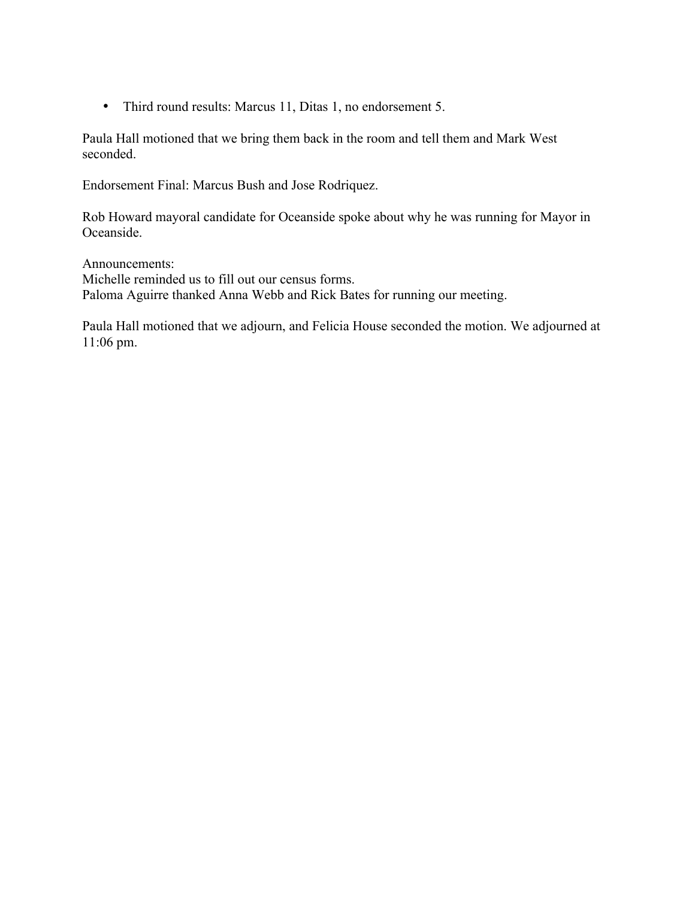- Third round results: Marcus 11, Ditas 1, no endorsement 5.

Paula Hall motioned that we bring them back in the room and tell them and Mark West seconded.

Endorsement Final: Marcus Bush and Jose Rodriquez.

Rob Howard mayoral candidate for Oceanside spoke about why he was running for Mayor in Oceanside.

Announcements:
Michelle reminded us to fill out our census forms.
Paloma Aguirre thanked Anna Webb and Rick Bates for running our meeting.

Paula Hall motioned that we adjourn, and Felicia House seconded the motion. We adjourned at 11:06 pm.